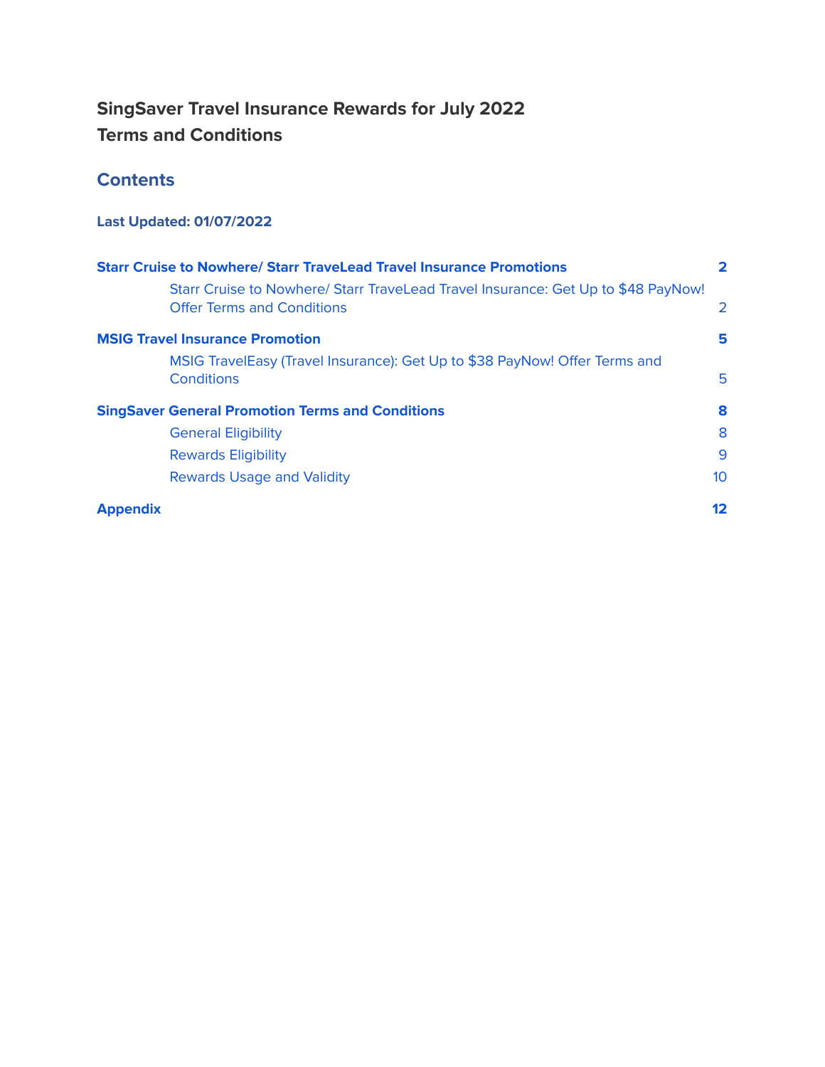# SingSaver Travel Insurance Rewards for July 2022
# Terms and Conditions

## Contents

**Last Updated: 01/07/2022**

| | |
|---|---|
| **Starr Cruise to Nowhere/ Starr TraveLead Travel Insurance Promotions** | **2** |
| Starr Cruise to Nowhere/ Starr TraveLead Travel Insurance: Get Up to $48 PayNow! Offer Terms and Conditions | 2 |
| **MSIG Travel Insurance Promotion** | **5** |
| MSIG TravelEasy (Travel Insurance): Get Up to $38 PayNow! Offer Terms and Conditions | 5 |
| **SingSaver General Promotion Terms and Conditions** | **8** |
| General Eligibility | 8 |
| Rewards Eligibility | 9 |
| Rewards Usage and Validity | 10 |
| **Appendix** | **12** |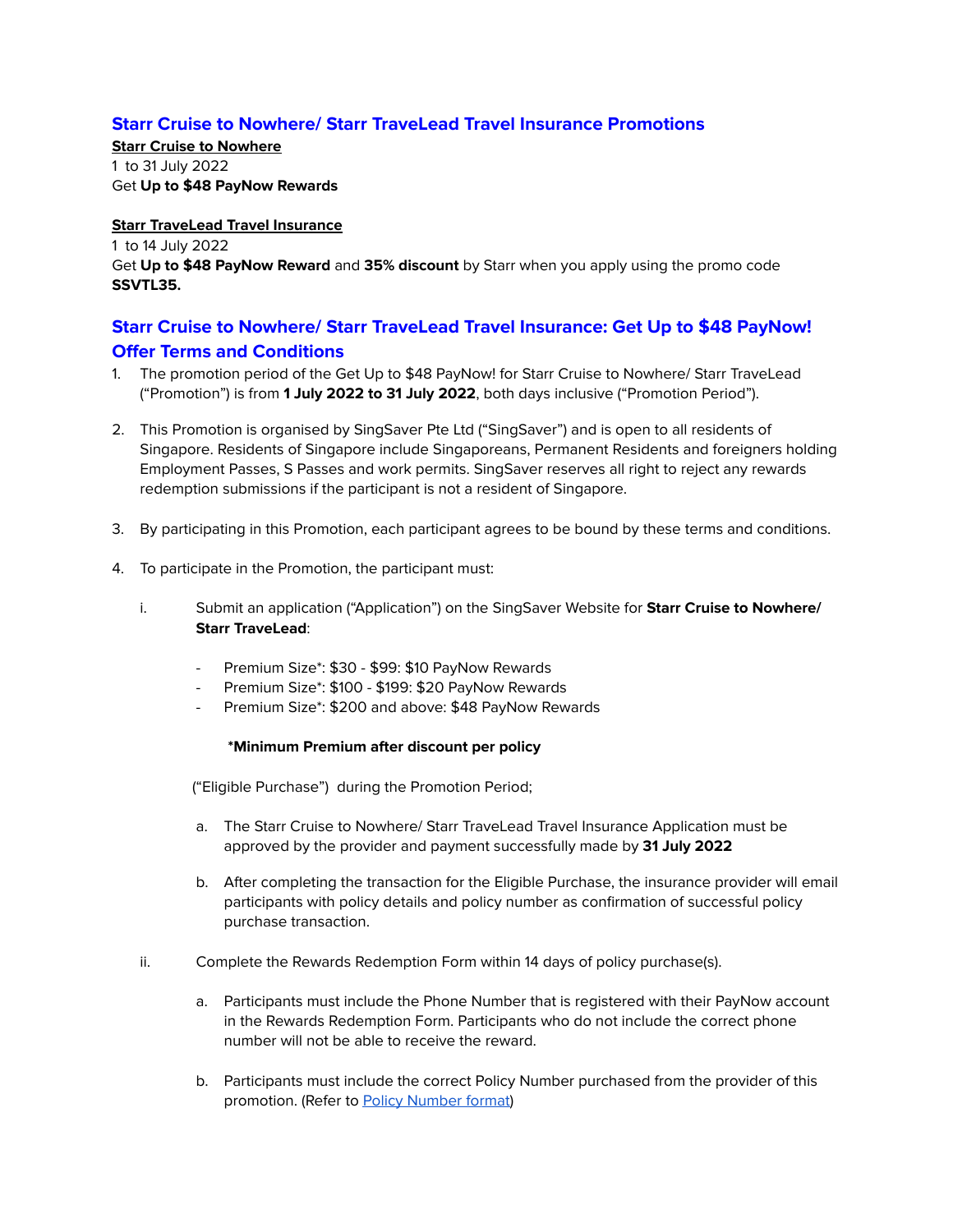## Starr Cruise to Nowhere/ Starr TraveLead Travel Insurance Promotions

**Starr Cruise to Nowhere**

1 to 31 July 2022

Get **Up to $48 PayNow Rewards**

**Starr TraveLead Travel Insurance**

1 to 14 July 2022

Get **Up to $48 PayNow Reward** and **35% discount** by Starr when you apply using the promo code **SSVTL35.**

## Starr Cruise to Nowhere/ Starr TraveLead Travel Insurance: Get Up to $48 PayNow! Offer Terms and Conditions

1. The promotion period of the Get Up to $48 PayNow! for Starr Cruise to Nowhere/ Starr TraveLead ("Promotion") is from **1 July 2022 to 31 July 2022**, both days inclusive ("Promotion Period").

2. This Promotion is organised by SingSaver Pte Ltd ("SingSaver") and is open to all residents of Singapore. Residents of Singapore include Singaporeans, Permanent Residents and foreigners holding Employment Passes, S Passes and work permits. SingSaver reserves all right to reject any rewards redemption submissions if the participant is not a resident of Singapore.

3. By participating in this Promotion, each participant agrees to be bound by these terms and conditions.

4. To participate in the Promotion, the participant must:

   i. Submit an application ("Application") on the SingSaver Website for **Starr Cruise to Nowhere/ Starr TraveLead**:

      - Premium Size*: $30 - $99: $10 PayNow Rewards
      - Premium Size*: $100 - $199: $20 PayNow Rewards
      - Premium Size*: $200 and above: $48 PayNow Rewards

      ***Minimum Premium after discount per policy**

      ("Eligible Purchase") during the Promotion Period;

      a. The Starr Cruise to Nowhere/ Starr TraveLead Travel Insurance Application must be approved by the provider and payment successfully made by **31 July 2022**

      b. After completing the transaction for the Eligible Purchase, the insurance provider will email participants with policy details and policy number as confirmation of successful policy purchase transaction.

   ii. Complete the Rewards Redemption Form within 14 days of policy purchase(s).

      a. Participants must include the Phone Number that is registered with their PayNow account in the Rewards Redemption Form. Participants who do not include the correct phone number will not be able to receive the reward.

      b. Participants must include the correct Policy Number purchased from the provider of this promotion. (Refer to Policy Number format)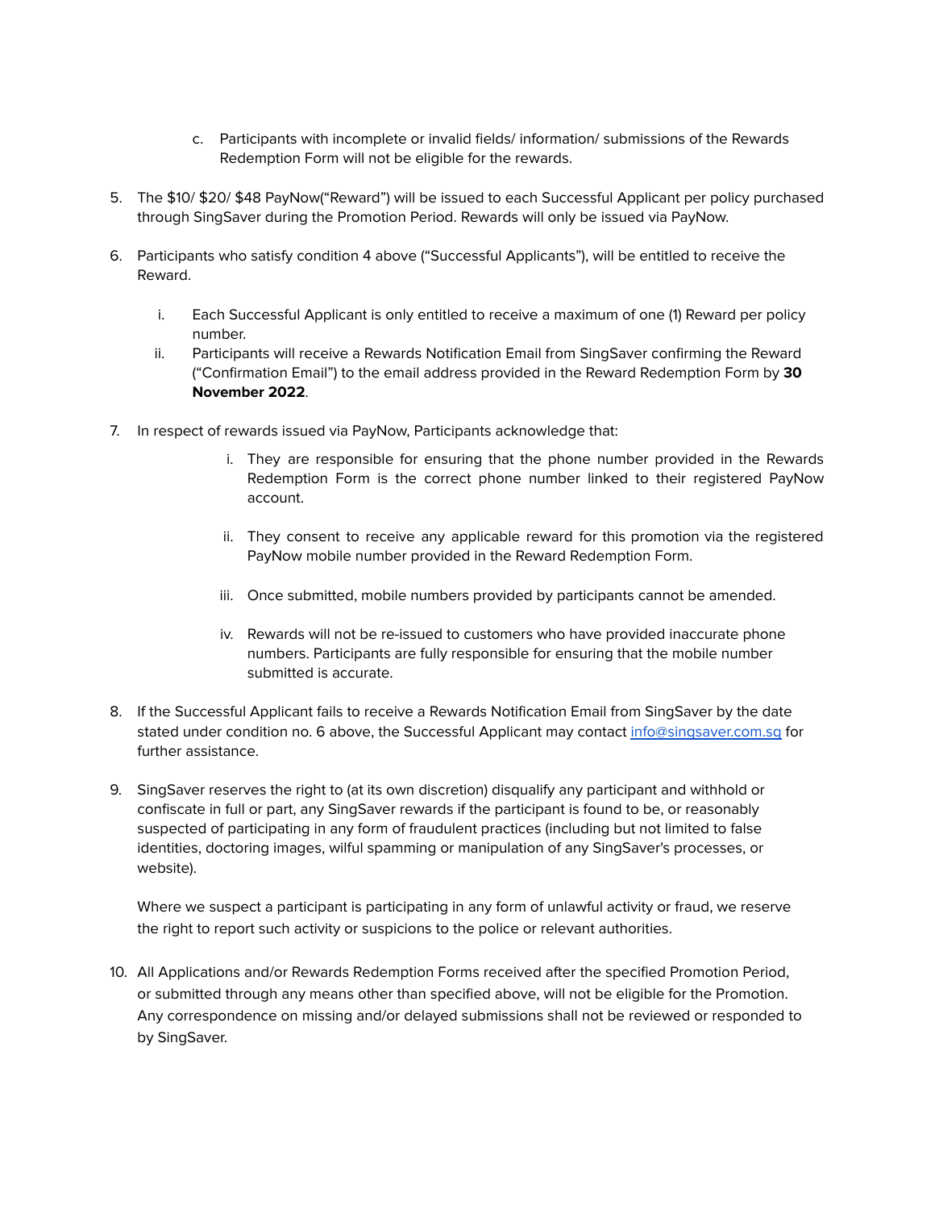c. Participants with incomplete or invalid fields/ information/ submissions of the Rewards Redemption Form will not be eligible for the rewards.

5. The $10/ $20/ $48 PayNow("Reward") will be issued to each Successful Applicant per policy purchased through SingSaver during the Promotion Period. Rewards will only be issued via PayNow.

6. Participants who satisfy condition 4 above ("Successful Applicants"), will be entitled to receive the Reward.

   i. Each Successful Applicant is only entitled to receive a maximum of one (1) Reward per policy number.
   ii. Participants will receive a Rewards Notification Email from SingSaver confirming the Reward ("Confirmation Email") to the email address provided in the Reward Redemption Form by **30 November 2022**.

7. In respect of rewards issued via PayNow, Participants acknowledge that:

   i. They are responsible for ensuring that the phone number provided in the Rewards Redemption Form is the correct phone number linked to their registered PayNow account.

   ii. They consent to receive any applicable reward for this promotion via the registered PayNow mobile number provided in the Reward Redemption Form.

   iii. Once submitted, mobile numbers provided by participants cannot be amended.

   iv. Rewards will not be re-issued to customers who have provided inaccurate phone numbers. Participants are fully responsible for ensuring that the mobile number submitted is accurate.

8. If the Successful Applicant fails to receive a Rewards Notification Email from SingSaver by the date stated under condition no. 6 above, the Successful Applicant may contact [info@singsaver.com.sg](mailto:info@singsaver.com.sg) for further assistance.

9. SingSaver reserves the right to (at its own discretion) disqualify any participant and withhold or confiscate in full or part, any SingSaver rewards if the participant is found to be, or reasonably suspected of participating in any form of fraudulent practices (including but not limited to false identities, doctoring images, wilful spamming or manipulation of any SingSaver's processes, or website).

   Where we suspect a participant is participating in any form of unlawful activity or fraud, we reserve the right to report such activity or suspicions to the police or relevant authorities.

10. All Applications and/or Rewards Redemption Forms received after the specified Promotion Period, or submitted through any means other than specified above, will not be eligible for the Promotion. Any correspondence on missing and/or delayed submissions shall not be reviewed or responded to by SingSaver.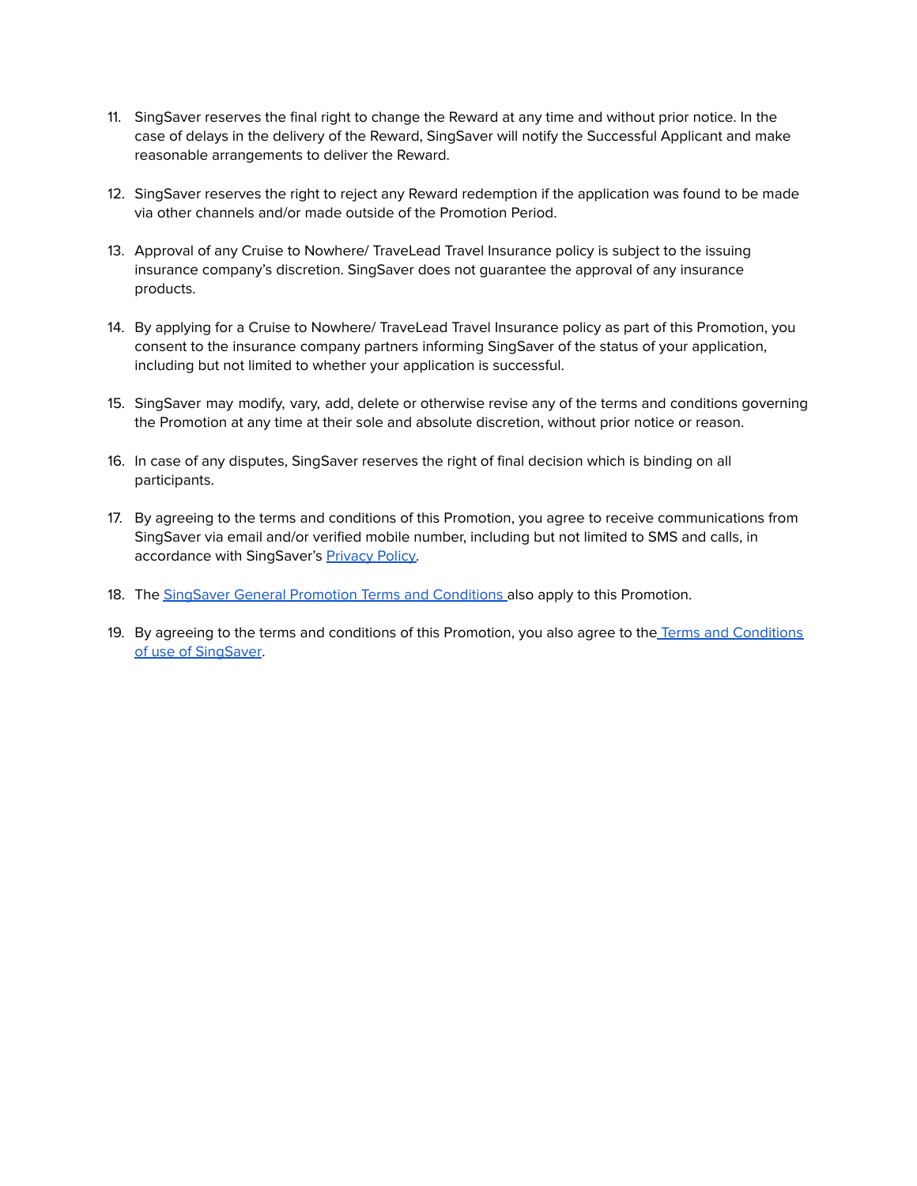11. SingSaver reserves the final right to change the Reward at any time and without prior notice. In the case of delays in the delivery of the Reward, SingSaver will notify the Successful Applicant and make reasonable arrangements to deliver the Reward.

12. SingSaver reserves the right to reject any Reward redemption if the application was found to be made via other channels and/or made outside of the Promotion Period.

13. Approval of any Cruise to Nowhere/ TraveLead Travel Insurance policy is subject to the issuing insurance company's discretion. SingSaver does not guarantee the approval of any insurance products.

14. By applying for a Cruise to Nowhere/ TraveLead Travel Insurance policy as part of this Promotion, you consent to the insurance company partners informing SingSaver of the status of your application, including but not limited to whether your application is successful.

15. SingSaver may modify, vary, add, delete or otherwise revise any of the terms and conditions governing the Promotion at any time at their sole and absolute discretion, without prior notice or reason.

16. In case of any disputes, SingSaver reserves the right of final decision which is binding on all participants.

17. By agreeing to the terms and conditions of this Promotion, you agree to receive communications from SingSaver via email and/or verified mobile number, including but not limited to SMS and calls, in accordance with SingSaver's Privacy Policy.

18. The SingSaver General Promotion Terms and Conditions also apply to this Promotion.

19. By agreeing to the terms and conditions of this Promotion, you also agree to the Terms and Conditions of use of SingSaver.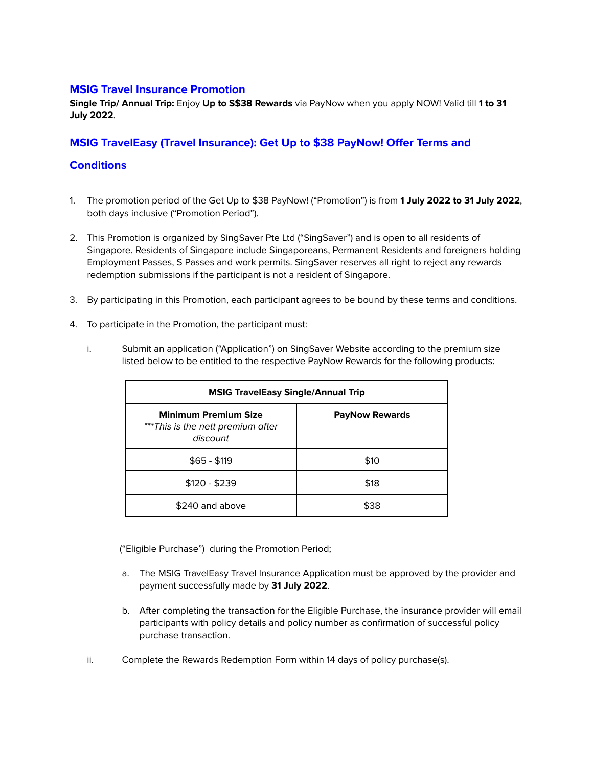## MSIG Travel Insurance Promotion

**Single Trip/ Annual Trip:** Enjoy **Up to S$38 Rewards** via PayNow when you apply NOW! Valid till **1 to 31 July 2022**.

## MSIG TravelEasy (Travel Insurance): Get Up to $38 PayNow! Offer Terms and Conditions

1. The promotion period of the Get Up to $38 PayNow! ("Promotion") is from **1 July 2022 to 31 July 2022**, both days inclusive ("Promotion Period").

2. This Promotion is organized by SingSaver Pte Ltd ("SingSaver") and is open to all residents of Singapore. Residents of Singapore include Singaporeans, Permanent Residents and foreigners holding Employment Passes, S Passes and work permits. SingSaver reserves all right to reject any rewards redemption submissions if the participant is not a resident of Singapore.

3. By participating in this Promotion, each participant agrees to be bound by these terms and conditions.

4. To participate in the Promotion, the participant must:

   i. Submit an application ("Application") on SingSaver Website according to the premium size listed below to be entitled to the respective PayNow Rewards for the following products:

| **MSIG TravelEasy Single/Annual Trip** | |
|---|---|
| **Minimum Premium Size** *\*\*\*This is the nett premium after discount* | **PayNow Rewards** |
| $65 - $119 | $10 |
| $120 - $239 | $18 |
| $240 and above | $38 |

   ("Eligible Purchase") during the Promotion Period;

   a. The MSIG TravelEasy Travel Insurance Application must be approved by the provider and payment successfully made by **31 July 2022**.

   b. After completing the transaction for the Eligible Purchase, the insurance provider will email participants with policy details and policy number as confirmation of successful policy purchase transaction.

   ii. Complete the Rewards Redemption Form within 14 days of policy purchase(s).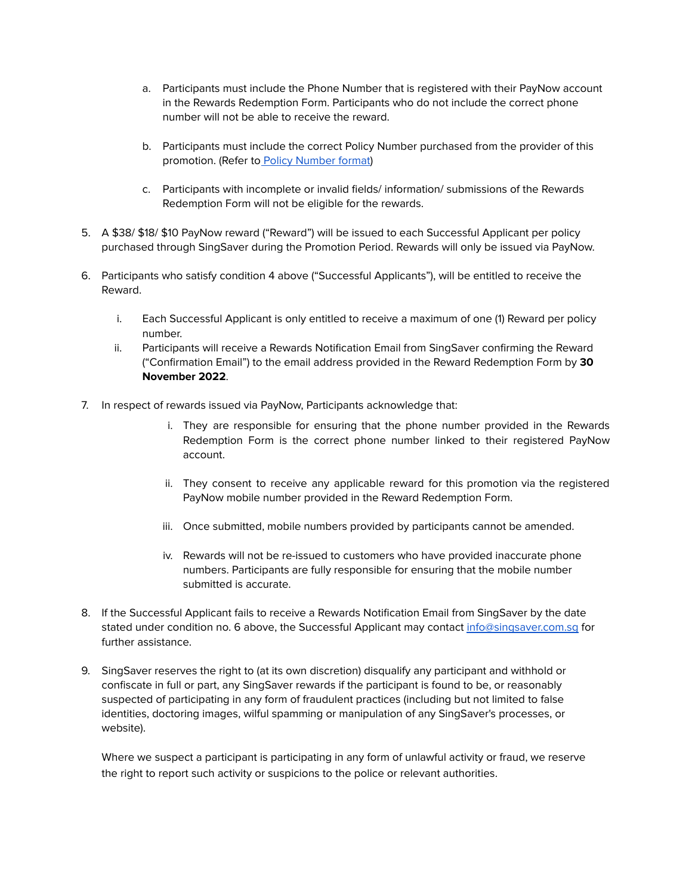a. Participants must include the Phone Number that is registered with their PayNow account in the Rewards Redemption Form. Participants who do not include the correct phone number will not be able to receive the reward.

   b. Participants must include the correct Policy Number purchased from the provider of this promotion. (Refer to [Policy Number format](#))

   c. Participants with incomplete or invalid fields/ information/ submissions of the Rewards Redemption Form will not be eligible for the rewards.

5. A $38/ $18/ $10 PayNow reward ("Reward") will be issued to each Successful Applicant per policy purchased through SingSaver during the Promotion Period. Rewards will only be issued via PayNow.

6. Participants who satisfy condition 4 above ("Successful Applicants"), will be entitled to receive the Reward.

   i. Each Successful Applicant is only entitled to receive a maximum of one (1) Reward per policy number.
   ii. Participants will receive a Rewards Notification Email from SingSaver confirming the Reward ("Confirmation Email") to the email address provided in the Reward Redemption Form by **30 November 2022**.

7. In respect of rewards issued via PayNow, Participants acknowledge that:

   i. They are responsible for ensuring that the phone number provided in the Rewards Redemption Form is the correct phone number linked to their registered PayNow account.

   ii. They consent to receive any applicable reward for this promotion via the registered PayNow mobile number provided in the Reward Redemption Form.

   iii. Once submitted, mobile numbers provided by participants cannot be amended.

   iv. Rewards will not be re-issued to customers who have provided inaccurate phone numbers. Participants are fully responsible for ensuring that the mobile number submitted is accurate.

8. If the Successful Applicant fails to receive a Rewards Notification Email from SingSaver by the date stated under condition no. 6 above, the Successful Applicant may contact [info@singsaver.com.sg](mailto:info@singsaver.com.sg) for further assistance.

9. SingSaver reserves the right to (at its own discretion) disqualify any participant and withhold or confiscate in full or part, any SingSaver rewards if the participant is found to be, or reasonably suspected of participating in any form of fraudulent practices (including but not limited to false identities, doctoring images, wilful spamming or manipulation of any SingSaver's processes, or website).

   Where we suspect a participant is participating in any form of unlawful activity or fraud, we reserve the right to report such activity or suspicions to the police or relevant authorities.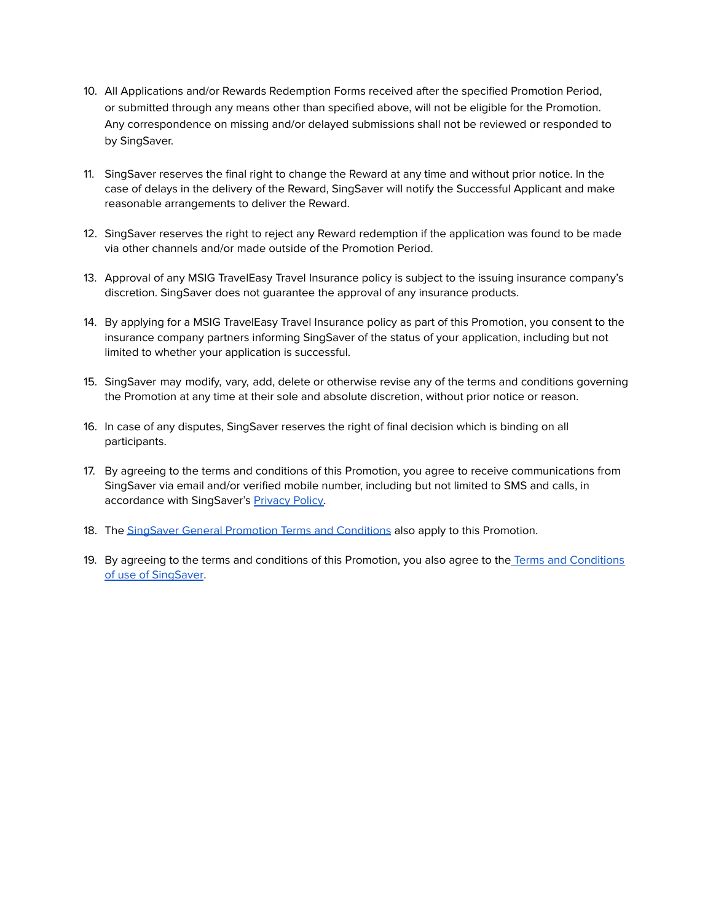10. All Applications and/or Rewards Redemption Forms received after the specified Promotion Period, or submitted through any means other than specified above, will not be eligible for the Promotion. Any correspondence on missing and/or delayed submissions shall not be reviewed or responded to by SingSaver.

11. SingSaver reserves the final right to change the Reward at any time and without prior notice. In the case of delays in the delivery of the Reward, SingSaver will notify the Successful Applicant and make reasonable arrangements to deliver the Reward.

12. SingSaver reserves the right to reject any Reward redemption if the application was found to be made via other channels and/or made outside of the Promotion Period.

13. Approval of any MSIG TravelEasy Travel Insurance policy is subject to the issuing insurance company's discretion. SingSaver does not guarantee the approval of any insurance products.

14. By applying for a MSIG TravelEasy Travel Insurance policy as part of this Promotion, you consent to the insurance company partners informing SingSaver of the status of your application, including but not limited to whether your application is successful.

15. SingSaver may modify, vary, add, delete or otherwise revise any of the terms and conditions governing the Promotion at any time at their sole and absolute discretion, without prior notice or reason.

16. In case of any disputes, SingSaver reserves the right of final decision which is binding on all participants.

17. By agreeing to the terms and conditions of this Promotion, you agree to receive communications from SingSaver via email and/or verified mobile number, including but not limited to SMS and calls, in accordance with SingSaver's Privacy Policy.

18. The SingSaver General Promotion Terms and Conditions also apply to this Promotion.

19. By agreeing to the terms and conditions of this Promotion, you also agree to the Terms and Conditions of use of SingSaver.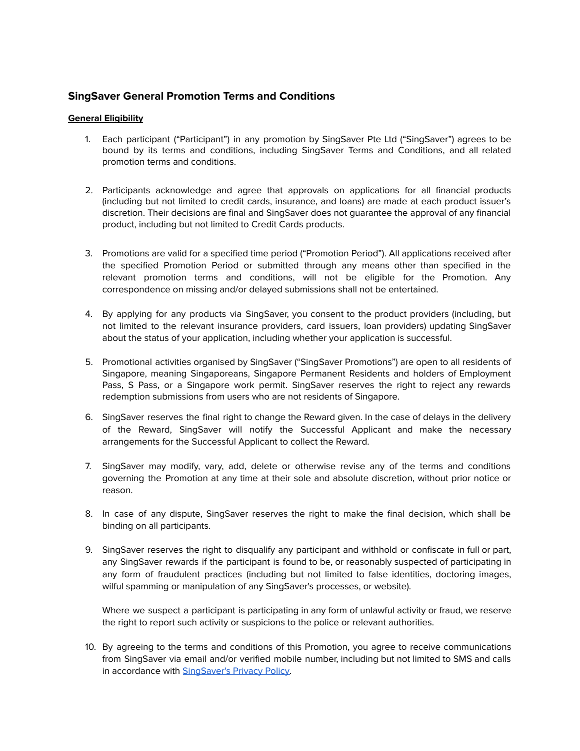## SingSaver General Promotion Terms and Conditions

**General Eligibility**

1. Each participant ("Participant") in any promotion by SingSaver Pte Ltd ("SingSaver") agrees to be bound by its terms and conditions, including SingSaver Terms and Conditions, and all related promotion terms and conditions.

2. Participants acknowledge and agree that approvals on applications for all financial products (including but not limited to credit cards, insurance, and loans) are made at each product issuer's discretion. Their decisions are final and SingSaver does not guarantee the approval of any financial product, including but not limited to Credit Cards products.

3. Promotions are valid for a specified time period ("Promotion Period"). All applications received after the specified Promotion Period or submitted through any means other than specified in the relevant promotion terms and conditions, will not be eligible for the Promotion. Any correspondence on missing and/or delayed submissions shall not be entertained.

4. By applying for any products via SingSaver, you consent to the product providers (including, but not limited to the relevant insurance providers, card issuers, loan providers) updating SingSaver about the status of your application, including whether your application is successful.

5. Promotional activities organised by SingSaver ("SingSaver Promotions") are open to all residents of Singapore, meaning Singaporeans, Singapore Permanent Residents and holders of Employment Pass, S Pass, or a Singapore work permit. SingSaver reserves the right to reject any rewards redemption submissions from users who are not residents of Singapore.

6. SingSaver reserves the final right to change the Reward given. In the case of delays in the delivery of the Reward, SingSaver will notify the Successful Applicant and make the necessary arrangements for the Successful Applicant to collect the Reward.

7. SingSaver may modify, vary, add, delete or otherwise revise any of the terms and conditions governing the Promotion at any time at their sole and absolute discretion, without prior notice or reason.

8. In case of any dispute, SingSaver reserves the right to make the final decision, which shall be binding on all participants.

9. SingSaver reserves the right to disqualify any participant and withhold or confiscate in full or part, any SingSaver rewards if the participant is found to be, or reasonably suspected of participating in any form of fraudulent practices (including but not limited to false identities, doctoring images, wilful spamming or manipulation of any SingSaver's processes, or website).

   Where we suspect a participant is participating in any form of unlawful activity or fraud, we reserve the right to report such activity or suspicions to the police or relevant authorities.

10. By agreeing to the terms and conditions of this Promotion, you agree to receive communications from SingSaver via email and/or verified mobile number, including but not limited to SMS and calls in accordance with [SingSaver's Privacy Policy](SingSaver's Privacy Policy).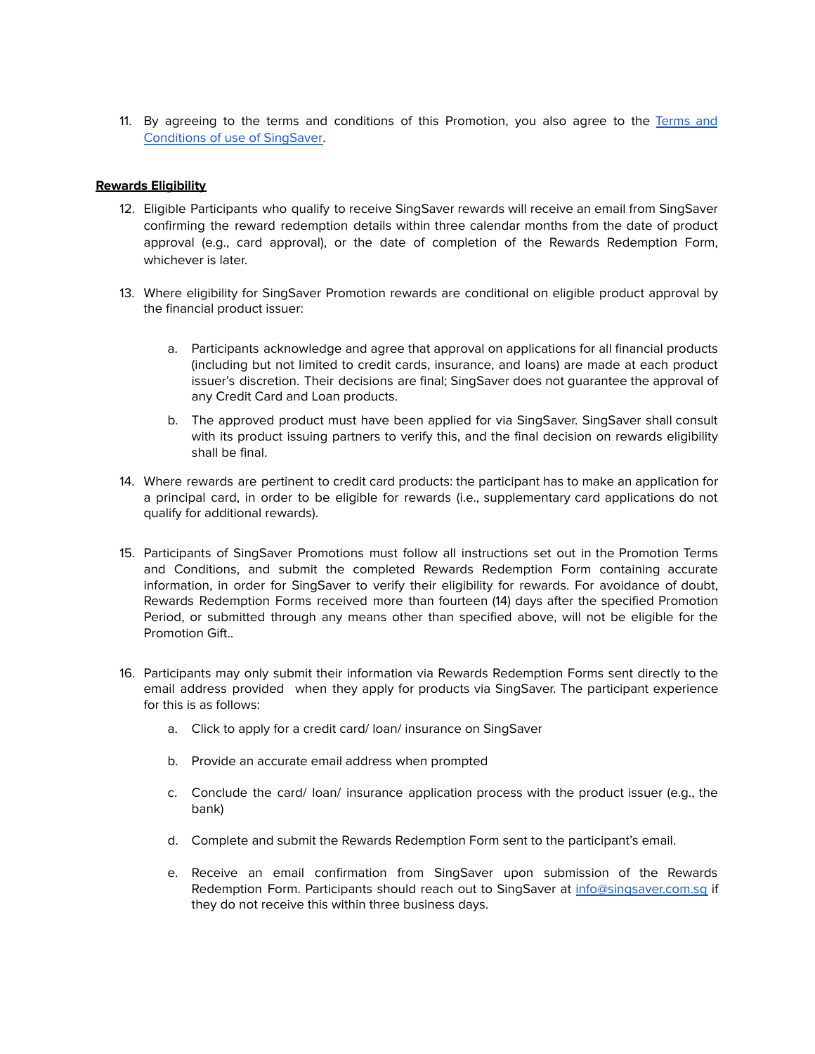11. By agreeing to the terms and conditions of this Promotion, you also agree to the [Terms and Conditions of use of SingSaver](Terms and Conditions of use of SingSaver).

**Rewards Eligibility**

12. Eligible Participants who qualify to receive SingSaver rewards will receive an email from SingSaver confirming the reward redemption details within three calendar months from the date of product approval (e.g., card approval), or the date of completion of the Rewards Redemption Form, whichever is later.

13. Where eligibility for SingSaver Promotion rewards are conditional on eligible product approval by the financial product issuer:

    a. Participants acknowledge and agree that approval on applications for all financial products (including but not limited to credit cards, insurance, and loans) are made at each product issuer's discretion. Their decisions are final; SingSaver does not guarantee the approval of any Credit Card and Loan products.

    b. The approved product must have been applied for via SingSaver. SingSaver shall consult with its product issuing partners to verify this, and the final decision on rewards eligibility shall be final.

14. Where rewards are pertinent to credit card products: the participant has to make an application for a principal card, in order to be eligible for rewards (i.e., supplementary card applications do not qualify for additional rewards).

15. Participants of SingSaver Promotions must follow all instructions set out in the Promotion Terms and Conditions, and submit the completed Rewards Redemption Form containing accurate information, in order for SingSaver to verify their eligibility for rewards. For avoidance of doubt, Rewards Redemption Forms received more than fourteen (14) days after the specified Promotion Period, or submitted through any means other than specified above, will not be eligible for the Promotion Gift..

16. Participants may only submit their information via Rewards Redemption Forms sent directly to the email address provided when they apply for products via SingSaver. The participant experience for this is as follows:

    a. Click to apply for a credit card/ loan/ insurance on SingSaver

    b. Provide an accurate email address when prompted

    c. Conclude the card/ loan/ insurance application process with the product issuer (e.g., the bank)

    d. Complete and submit the Rewards Redemption Form sent to the participant's email.

    e. Receive an email confirmation from SingSaver upon submission of the Rewards Redemption Form. Participants should reach out to SingSaver at [info@singsaver.com.sg](mailto:info@singsaver.com.sg) if they do not receive this within three business days.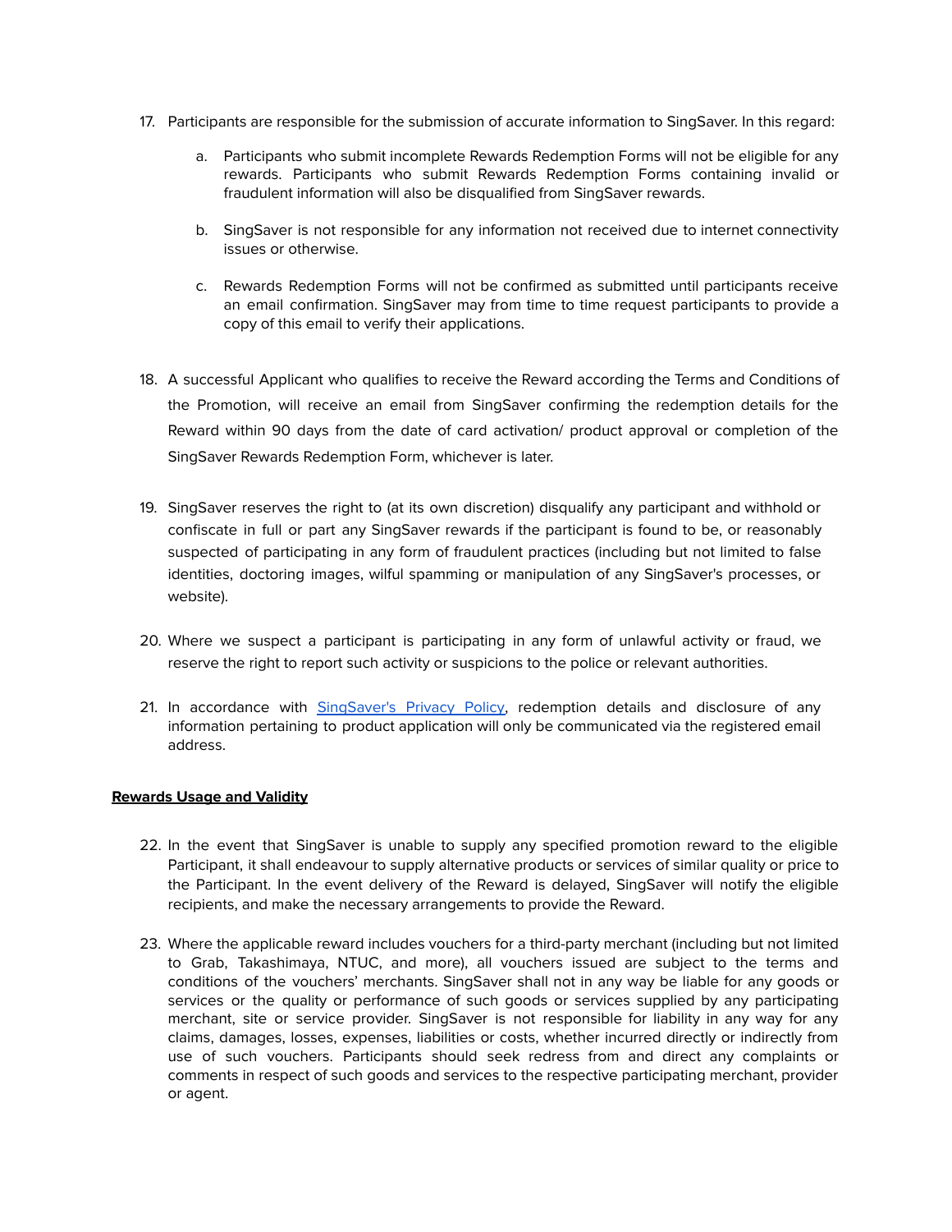17. Participants are responsible for the submission of accurate information to SingSaver. In this regard:

    a. Participants who submit incomplete Rewards Redemption Forms will not be eligible for any rewards. Participants who submit Rewards Redemption Forms containing invalid or fraudulent information will also be disqualified from SingSaver rewards.

    b. SingSaver is not responsible for any information not received due to internet connectivity issues or otherwise.

    c. Rewards Redemption Forms will not be confirmed as submitted until participants receive an email confirmation. SingSaver may from time to time request participants to provide a copy of this email to verify their applications.

18. A successful Applicant who qualifies to receive the Reward according the Terms and Conditions of the Promotion, will receive an email from SingSaver confirming the redemption details for the Reward within 90 days from the date of card activation/ product approval or completion of the SingSaver Rewards Redemption Form, whichever is later.

19. SingSaver reserves the right to (at its own discretion) disqualify any participant and withhold or confiscate in full or part any SingSaver rewards if the participant is found to be, or reasonably suspected of participating in any form of fraudulent practices (including but not limited to false identities, doctoring images, wilful spamming or manipulation of any SingSaver's processes, or website).

20. Where we suspect a participant is participating in any form of unlawful activity or fraud, we reserve the right to report such activity or suspicions to the police or relevant authorities.

21. In accordance with [SingSaver's Privacy Policy](), redemption details and disclosure of any information pertaining to product application will only be communicated via the registered email address.

**Rewards Usage and Validity**

22. In the event that SingSaver is unable to supply any specified promotion reward to the eligible Participant, it shall endeavour to supply alternative products or services of similar quality or price to the Participant. In the event delivery of the Reward is delayed, SingSaver will notify the eligible recipients, and make the necessary arrangements to provide the Reward.

23. Where the applicable reward includes vouchers for a third-party merchant (including but not limited to Grab, Takashimaya, NTUC, and more), all vouchers issued are subject to the terms and conditions of the vouchers' merchants. SingSaver shall not in any way be liable for any goods or services or the quality or performance of such goods or services supplied by any participating merchant, site or service provider. SingSaver is not responsible for liability in any way for any claims, damages, losses, expenses, liabilities or costs, whether incurred directly or indirectly from use of such vouchers. Participants should seek redress from and direct any complaints or comments in respect of such goods and services to the respective participating merchant, provider or agent.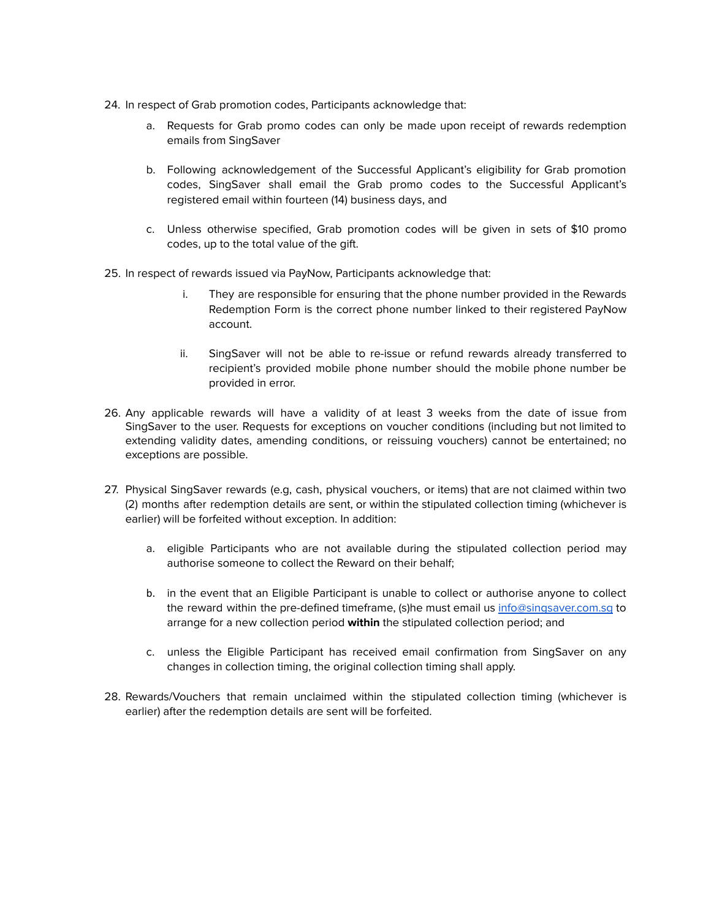24. In respect of Grab promotion codes, Participants acknowledge that:

    a. Requests for Grab promo codes can only be made upon receipt of rewards redemption emails from SingSaver

    b. Following acknowledgement of the Successful Applicant's eligibility for Grab promotion codes, SingSaver shall email the Grab promo codes to the Successful Applicant's registered email within fourteen (14) business days, and

    c. Unless otherwise specified, Grab promotion codes will be given in sets of $10 promo codes, up to the total value of the gift.

25. In respect of rewards issued via PayNow, Participants acknowledge that:

    i. They are responsible for ensuring that the phone number provided in the Rewards Redemption Form is the correct phone number linked to their registered PayNow account.

    ii. SingSaver will not be able to re-issue or refund rewards already transferred to recipient's provided mobile phone number should the mobile phone number be provided in error.

26. Any applicable rewards will have a validity of at least 3 weeks from the date of issue from SingSaver to the user. Requests for exceptions on voucher conditions (including but not limited to extending validity dates, amending conditions, or reissuing vouchers) cannot be entertained; no exceptions are possible.

27. Physical SingSaver rewards (e.g, cash, physical vouchers, or items) that are not claimed within two (2) months after redemption details are sent, or within the stipulated collection timing (whichever is earlier) will be forfeited without exception. In addition:

    a. eligible Participants who are not available during the stipulated collection period may authorise someone to collect the Reward on their behalf;

    b. in the event that an Eligible Participant is unable to collect or authorise anyone to collect the reward within the pre-defined timeframe, (s)he must email us [info@singsaver.com.sg](mailto:info@singsaver.com.sg) to arrange for a new collection period **within** the stipulated collection period; and

    c. unless the Eligible Participant has received email confirmation from SingSaver on any changes in collection timing, the original collection timing shall apply.

28. Rewards/Vouchers that remain unclaimed within the stipulated collection timing (whichever is earlier) after the redemption details are sent will be forfeited.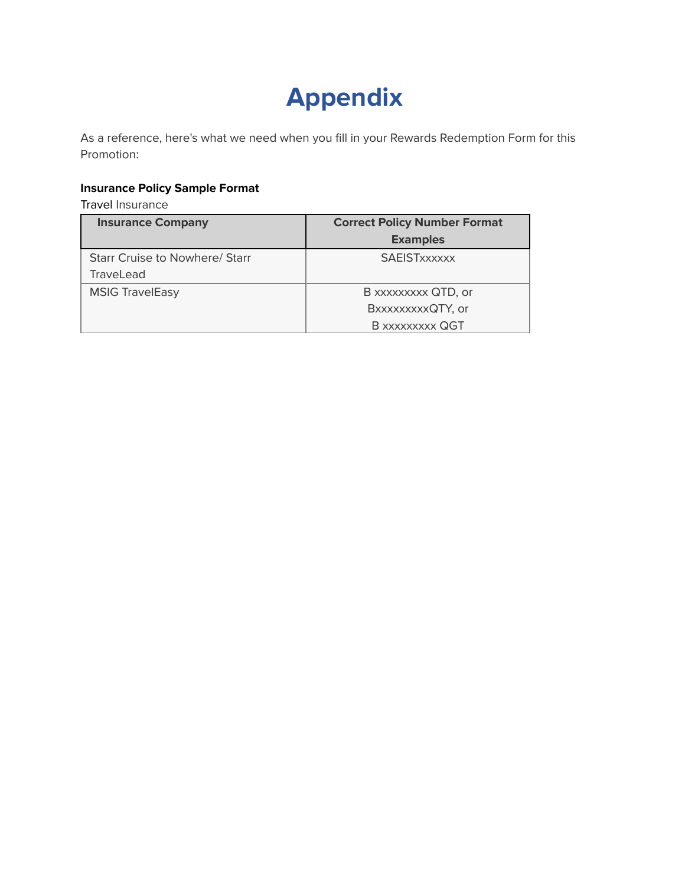# Appendix

As a reference, here's what we need when you fill in your Rewards Redemption Form for this Promotion:

**Insurance Policy Sample Format**

Travel Insurance

| Insurance Company | Correct Policy Number Format Examples |
|---|---|
| Starr Cruise to Nowhere/ Starr TraveLead | SAEISTxxxxxx |
| MSIG TravelEasy | B xxxxxxxxx QTD, or<br>BxxxxxxxxxQTY, or<br>B xxxxxxxxx QGT |